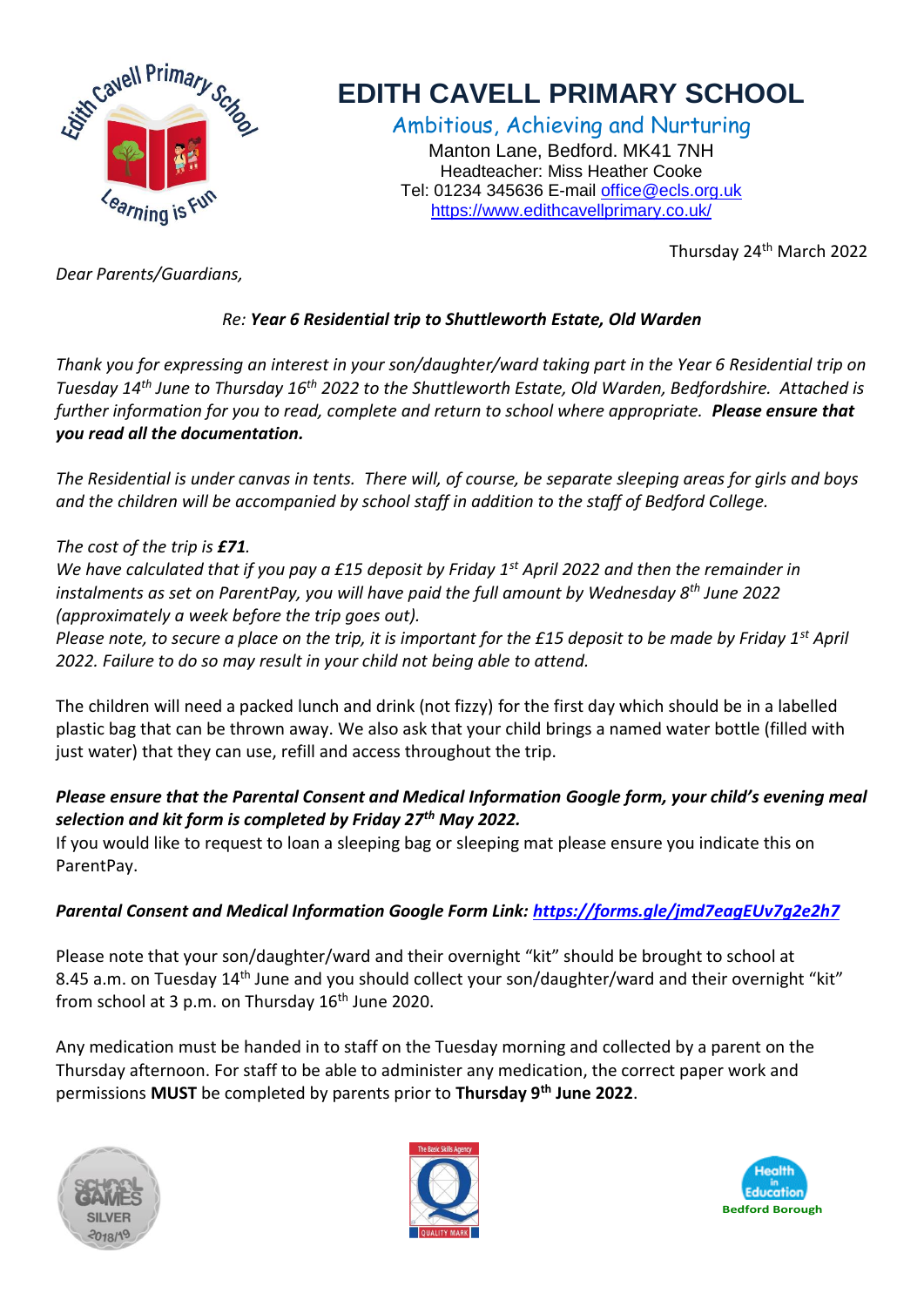# EDITH CAVELL PRIMARY SCHOOL

Ambitious, Achieving and Nurturing

Manton Lane, Bedford. MK41 7NH
Headteacher: Miss Heather Cooke
Tel: 01234 345636 E-mail office@ecls.org.uk
https://www.edithcavellprimary.co.uk/

Thursday 24th March 2022

*Dear Parents/Guardians,*

*Re: **Year 6 Residential trip to Shuttleworth Estate, Old Warden***

*Thank you for expressing an interest in your son/daughter/ward taking part in the Year 6 Residential trip on Tuesday 14th June to Thursday 16th 2022 to the Shuttleworth Estate, Old Warden, Bedfordshire. Attached is further information for you to read, complete and return to school where appropriate.* ***Please ensure that you read all the documentation.***

*The Residential is under canvas in tents. There will, of course, be separate sleeping areas for girls and boys and the children will be accompanied by school staff in addition to the staff of Bedford College.*

*The cost of the trip is **£71**.*
*We have calculated that if you pay a £15 deposit by Friday 1st April 2022 and then the remainder in instalments as set on ParentPay, you will have paid the full amount by Wednesday 8th June 2022 (approximately a week before the trip goes out).*
*Please note, to secure a place on the trip, it is important for the £15 deposit to be made by Friday 1st April 2022. Failure to do so may result in your child not being able to attend.*

The children will need a packed lunch and drink (not fizzy) for the first day which should be in a labelled plastic bag that can be thrown away. We also ask that your child brings a named water bottle (filled with just water) that they can use, refill and access throughout the trip.

***Please ensure that the Parental Consent and Medical Information Google form, your child's evening meal selection and kit form is completed by Friday 27th May 2022.***
If you would like to request to loan a sleeping bag or sleeping mat please ensure you indicate this on ParentPay.

***Parental Consent and Medical Information Google Form Link: https://forms.gle/jmd7eagEUv7g2e2h7***

Please note that your son/daughter/ward and their overnight "kit" should be brought to school at 8.45 a.m. on Tuesday 14th June and you should collect your son/daughter/ward and their overnight "kit" from school at 3 p.m. on Thursday 16th June 2020.

Any medication must be handed in to staff on the Tuesday morning and collected by a parent on the Thursday afternoon. For staff to be able to administer any medication, the correct paper work and permissions **MUST** be completed by parents prior to **Thursday 9th June 2022**.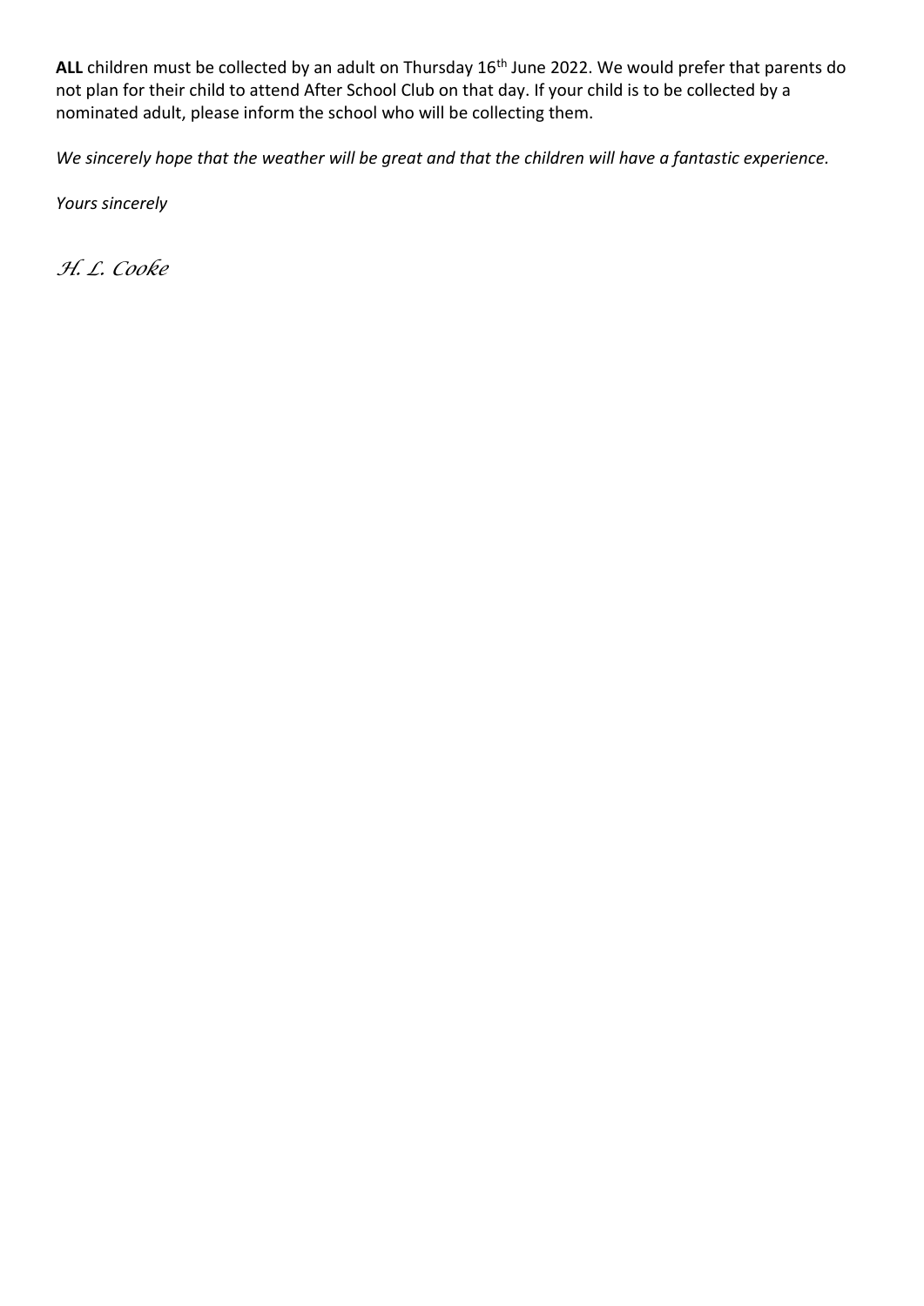**ALL** children must be collected by an adult on Thursday 16th June 2022. We would prefer that parents do not plan for their child to attend After School Club on that day. If your child is to be collected by a nominated adult, please inform the school who will be collecting them.

*We sincerely hope that the weather will be great and that the children will have a fantastic experience.*

*Yours sincerely*

*H. L. Cooke*